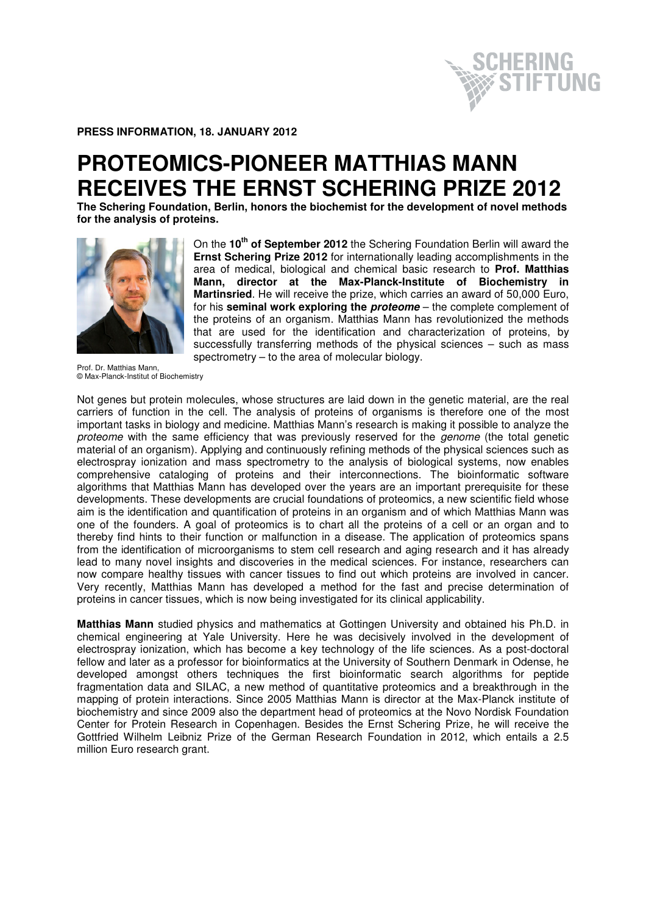SCHERING STIFTUNG

**PRESS INFORMATION, 18. JANUARY 2012**

# PROTEOMICS-PIONEER MATTHIAS MANN RECEIVES THE ERNST SCHERING PRIZE 2012

**The Schering Foundation, Berlin, honors the biochemist for the development of novel methods for the analysis of proteins.**

Prof. Dr. Matthias Mann,
© Max-Planck-Institut of Biochemistry

On the **10th of September 2012** the Schering Foundation Berlin will award the **Ernst Schering Prize 2012** for internationally leading accomplishments in the area of medical, biological and chemical basic research to **Prof. Matthias Mann, director at the Max-Planck-Institute of Biochemistry in Martinsried**. He will receive the prize, which carries an award of 50,000 Euro, for his **seminal work exploring the** ***proteome*** – the complete complement of the proteins of an organism. Matthias Mann has revolutionized the methods that are used for the identification and characterization of proteins, by successfully transferring methods of the physical sciences – such as mass spectrometry – to the area of molecular biology.

Not genes but protein molecules, whose structures are laid down in the genetic material, are the real carriers of function in the cell. The analysis of proteins of organisms is therefore one of the most important tasks in biology and medicine. Matthias Mann's research is making it possible to analyze the *proteome* with the same efficiency that was previously reserved for the *genome* (the total genetic material of an organism). Applying and continuously refining methods of the physical sciences such as electrospray ionization and mass spectrometry to the analysis of biological systems, now enables comprehensive cataloging of proteins and their interconnections. The bioinformatic software algorithms that Matthias Mann has developed over the years are an important prerequisite for these developments. These developments are crucial foundations of proteomics, a new scientific field whose aim is the identification and quantification of proteins in an organism and of which Matthias Mann was one of the founders. A goal of proteomics is to chart all the proteins of a cell or an organ and to thereby find hints to their function or malfunction in a disease. The application of proteomics spans from the identification of microorganisms to stem cell research and aging research and it has already lead to many novel insights and discoveries in the medical sciences. For instance, researchers can now compare healthy tissues with cancer tissues to find out which proteins are involved in cancer. Very recently, Matthias Mann has developed a method for the fast and precise determination of proteins in cancer tissues, which is now being investigated for its clinical applicability.

**Matthias Mann** studied physics and mathematics at Gottingen University and obtained his Ph.D. in chemical engineering at Yale University. Here he was decisively involved in the development of electrospray ionization, which has become a key technology of the life sciences. As a post-doctoral fellow and later as a professor for bioinformatics at the University of Southern Denmark in Odense, he developed amongst others techniques the first bioinformatic search algorithms for peptide fragmentation data and SILAC, a new method of quantitative proteomics and a breakthrough in the mapping of protein interactions. Since 2005 Matthias Mann is director at the Max-Planck institute of biochemistry and since 2009 also the department head of proteomics at the Novo Nordisk Foundation Center for Protein Research in Copenhagen. Besides the Ernst Schering Prize, he will receive the Gottfried Wilhelm Leibniz Prize of the German Research Foundation in 2012, which entails a 2.5 million Euro research grant.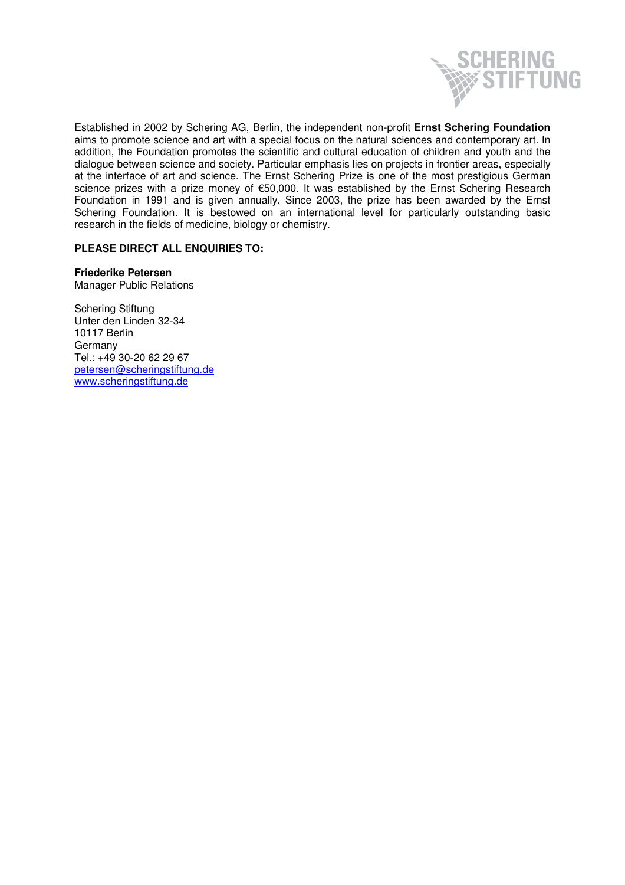Established in 2002 by Schering AG, Berlin, the independent non-profit **Ernst Schering Foundation** aims to promote science and art with a special focus on the natural sciences and contemporary art. In addition, the Foundation promotes the scientific and cultural education of children and youth and the dialogue between science and society. Particular emphasis lies on projects in frontier areas, especially at the interface of art and science. The Ernst Schering Prize is one of the most prestigious German science prizes with a prize money of €50,000. It was established by the Ernst Schering Research Foundation in 1991 and is given annually. Since 2003, the prize has been awarded by the Ernst Schering Foundation. It is bestowed on an international level for particularly outstanding basic research in the fields of medicine, biology or chemistry.

**PLEASE DIRECT ALL ENQUIRIES TO:**

**Friederike Petersen**
Manager Public Relations

Schering Stiftung
Unter den Linden 32-34
10117 Berlin
Germany
Tel.: +49 30-20 62 29 67
petersen@scheringstiftung.de
www.scheringstiftung.de